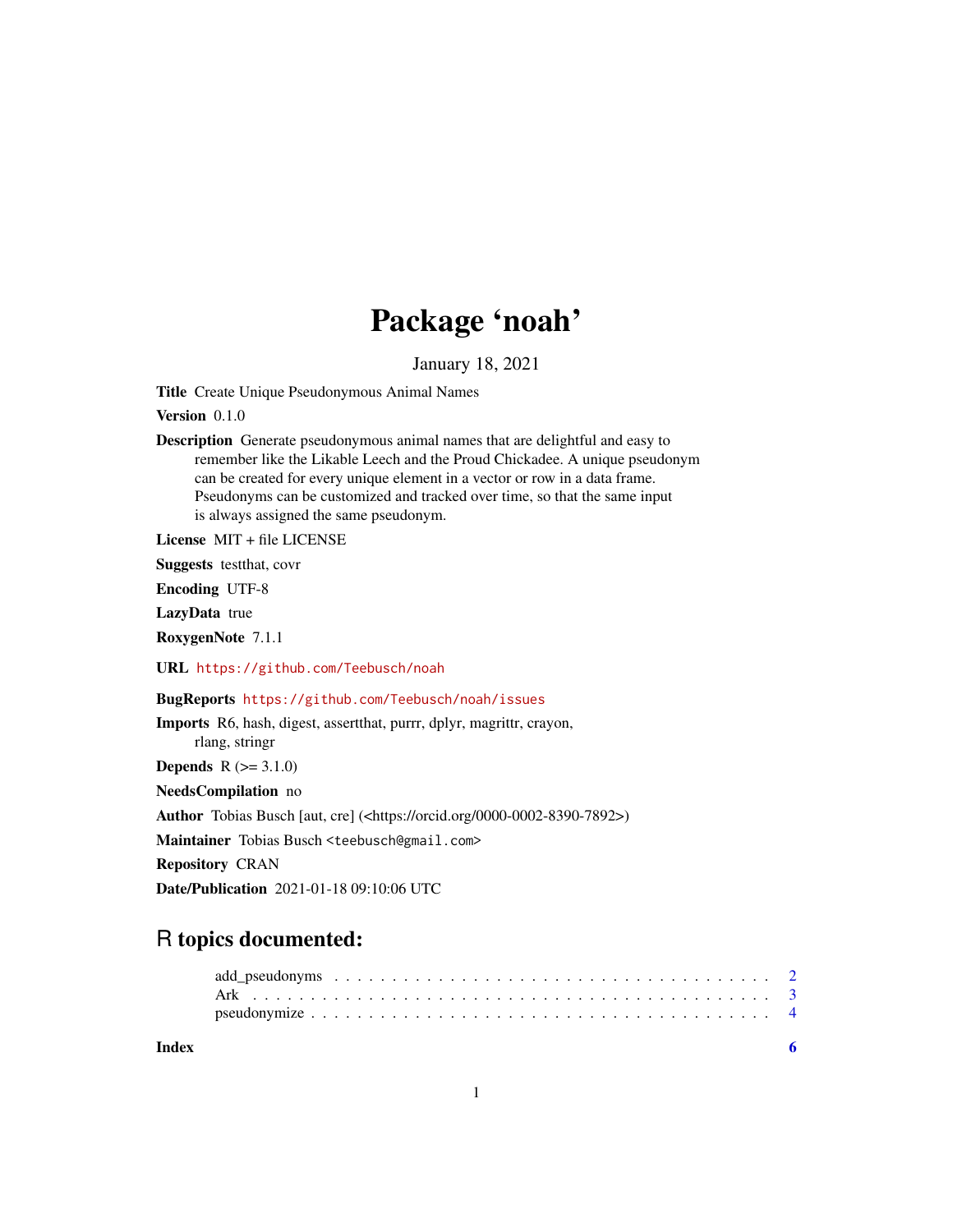# Package 'noah'

January 18, 2021

**Title** Create Unique Pseudonymous Animal Names

**Version** 0.1.0

**Description** Generate pseudonymous animal names that are delightful and easy to remember like the Likable Leech and the Proud Chickadee. A unique pseudonym can be created for every unique element in a vector or row in a data frame. Pseudonyms can be customized and tracked over time, so that the same input is always assigned the same pseudonym.

**License** MIT + file LICENSE

**Suggests** testthat, covr

**Encoding** UTF-8

**LazyData** true

**RoxygenNote** 7.1.1

**URL** https://github.com/Teebusch/noah

**BugReports** https://github.com/Teebusch/noah/issues

**Imports** R6, hash, digest, assertthat, purrr, dplyr, magrittr, crayon, rlang, stringr

**Depends** R (>= 3.1.0)

**NeedsCompilation** no

**Author** Tobias Busch [aut, cre] (<https://orcid.org/0000-0002-8390-7892>)

**Maintainer** Tobias Busch <teebusch@gmail.com>

**Repository** CRAN

**Date/Publication** 2021-01-18 09:10:06 UTC

## R topics documented:

- add_pseudonyms . . . . . . . . . . . . . . . . . . . . . . . . . . . . . . . . . . . . 2
- Ark . . . . . . . . . . . . . . . . . . . . . . . . . . . . . . . . . . . . . . . . . . 3
- pseudonymize . . . . . . . . . . . . . . . . . . . . . . . . . . . . . . . . . . . . . 4

**Index** 6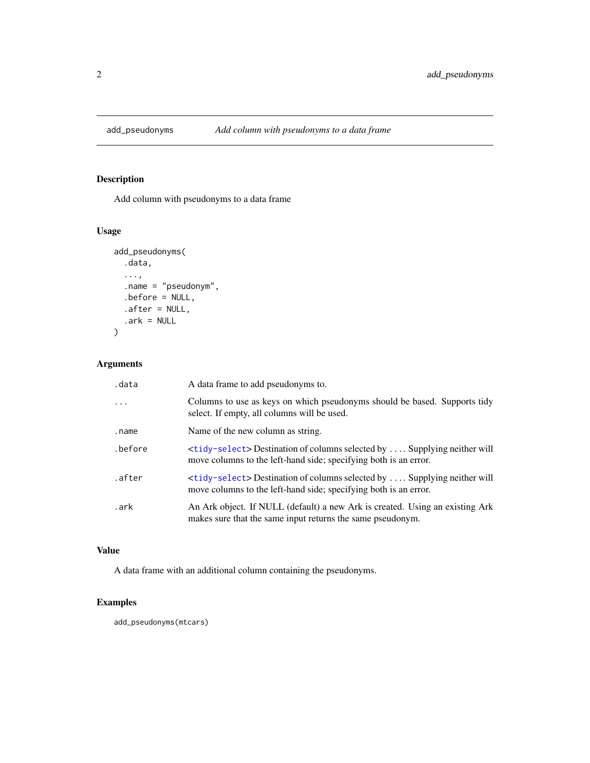## add_pseudonyms — *Add column with pseudonyms to a data frame*

### Description

Add column with pseudonyms to a data frame

### Usage

```
add_pseudonyms(
  .data,
  ...,
  .name = "pseudonym",
  .before = NULL,
  .after = NULL,
  .ark = NULL
)
```

### Arguments

| | |
|---|---|
| `.data` | A data frame to add pseudonyms to. |
| `...` | Columns to use as keys on which pseudonyms should be based. Supports tidy select. If empty, all columns will be used. |
| `.name` | Name of the new column as string. |
| `.before` | <`tidy-select`> Destination of columns selected by .... Supplying neither will move columns to the left-hand side; specifying both is an error. |
| `.after` | <`tidy-select`> Destination of columns selected by .... Supplying neither will move columns to the left-hand side; specifying both is an error. |
| `.ark` | An Ark object. If NULL (default) a new Ark is created. Using an existing Ark makes sure that the same input returns the same pseudonym. |

### Value

A data frame with an additional column containing the pseudonyms.

### Examples

```
add_pseudonyms(mtcars)
```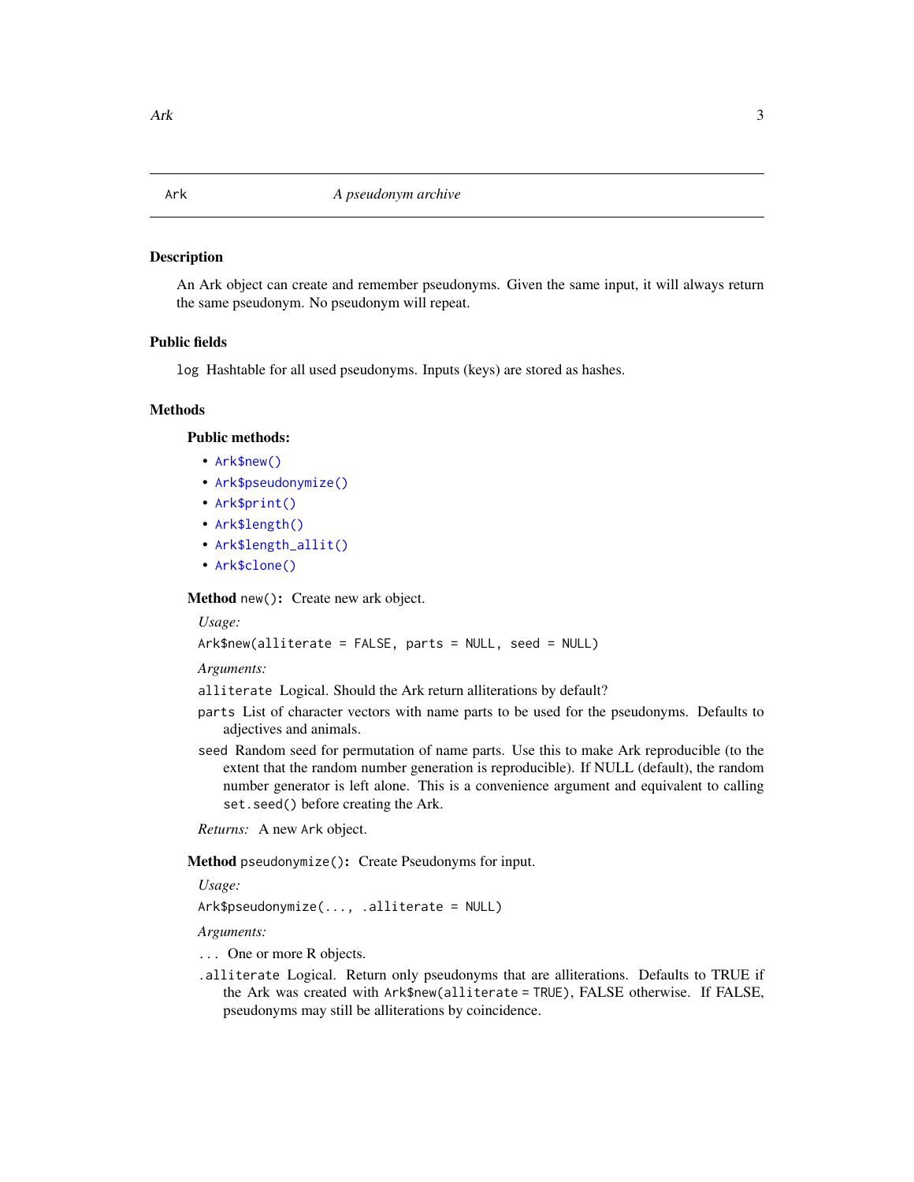`Ark` *A pseudonym archive*

## Description

An Ark object can create and remember pseudonyms. Given the same input, it will always return the same pseudonym. No pseudonym will repeat.

## Public fields

`log` Hashtable for all used pseudonyms. Inputs (keys) are stored as hashes.

## Methods

### Public methods:

- `Ark$new()`
- `Ark$pseudonymize()`
- `Ark$print()`
- `Ark$length()`
- `Ark$length_allit()`
- `Ark$clone()`

**Method** `new()`**:** Create new ark object.

*Usage:*

```
Ark$new(alliterate = FALSE, parts = NULL, seed = NULL)
```

*Arguments:*

`alliterate` Logical. Should the Ark return alliterations by default?

`parts` List of character vectors with name parts to be used for the pseudonyms. Defaults to adjectives and animals.

`seed` Random seed for permutation of name parts. Use this to make Ark reproducible (to the extent that the random number generation is reproducible). If NULL (default), the random number generator is left alone. This is a convenience argument and equivalent to calling `set.seed()` before creating the Ark.

*Returns:* A new `Ark` object.

**Method** `pseudonymize()`**:** Create Pseudonyms for input.

*Usage:*

```
Ark$pseudonymize(..., .alliterate = NULL)
```

*Arguments:*

`...` One or more R objects.

`.alliterate` Logical. Return only pseudonyms that are alliterations. Defaults to TRUE if the Ark was created with `Ark$new(alliterate = TRUE)`, FALSE otherwise. If FALSE, pseudonyms may still be alliterations by coincidence.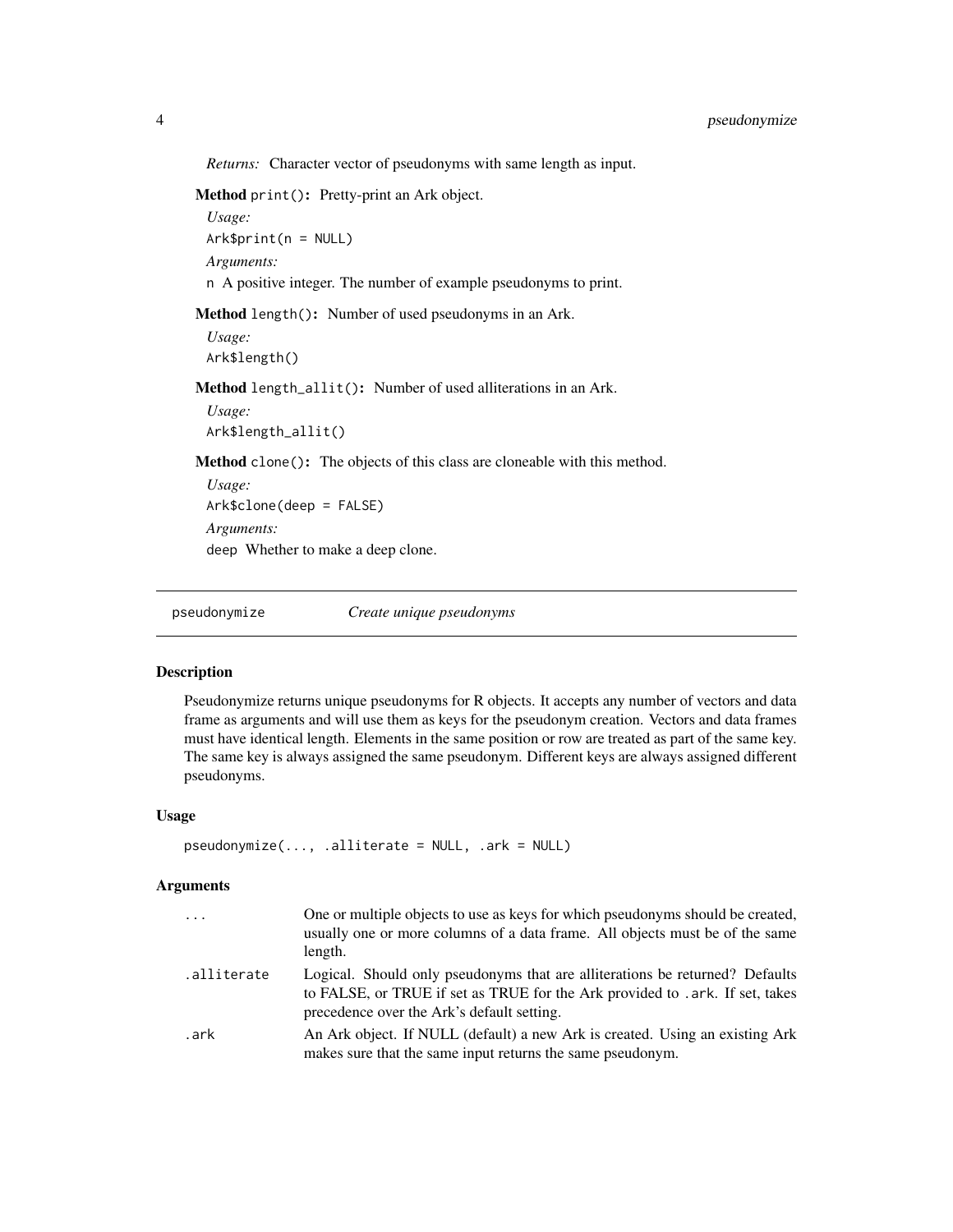*Returns:* Character vector of pseudonyms with same length as input.

**Method** `print()`**:** Pretty-print an Ark object.

*Usage:*

```
Ark$print(n = NULL)
```

*Arguments:*

`n` A positive integer. The number of example pseudonyms to print.

**Method** `length()`**:** Number of used pseudonyms in an Ark.

*Usage:*

```
Ark$length()
```

**Method** `length_allit()`**:** Number of used alliterations in an Ark.

*Usage:*

```
Ark$length_allit()
```

**Method** `clone()`**:** The objects of this class are cloneable with this method.

*Usage:*

```
Ark$clone(deep = FALSE)
```

*Arguments:*

`deep` Whether to make a deep clone.

---

## `pseudonymize` *Create unique pseudonyms*

### Description

Pseudonymize returns unique pseudonyms for R objects. It accepts any number of vectors and data frame as arguments and will use them as keys for the pseudonym creation. Vectors and data frames must have identical length. Elements in the same position or row are treated as part of the same key. The same key is always assigned the same pseudonym. Different keys are always assigned different pseudonyms.

### Usage

```
pseudonymize(..., .alliterate = NULL, .ark = NULL)
```

### Arguments

| | |
|---|---|
| `...` | One or multiple objects to use as keys for which pseudonyms should be created, usually one or more columns of a data frame. All objects must be of the same length. |
| `.alliterate` | Logical. Should only pseudonyms that are alliterations be returned? Defaults to FALSE, or TRUE if set as TRUE for the Ark provided to `.ark`. If set, takes precedence over the Ark's default setting. |
| `.ark` | An Ark object. If NULL (default) a new Ark is created. Using an existing Ark makes sure that the same input returns the same pseudonym. |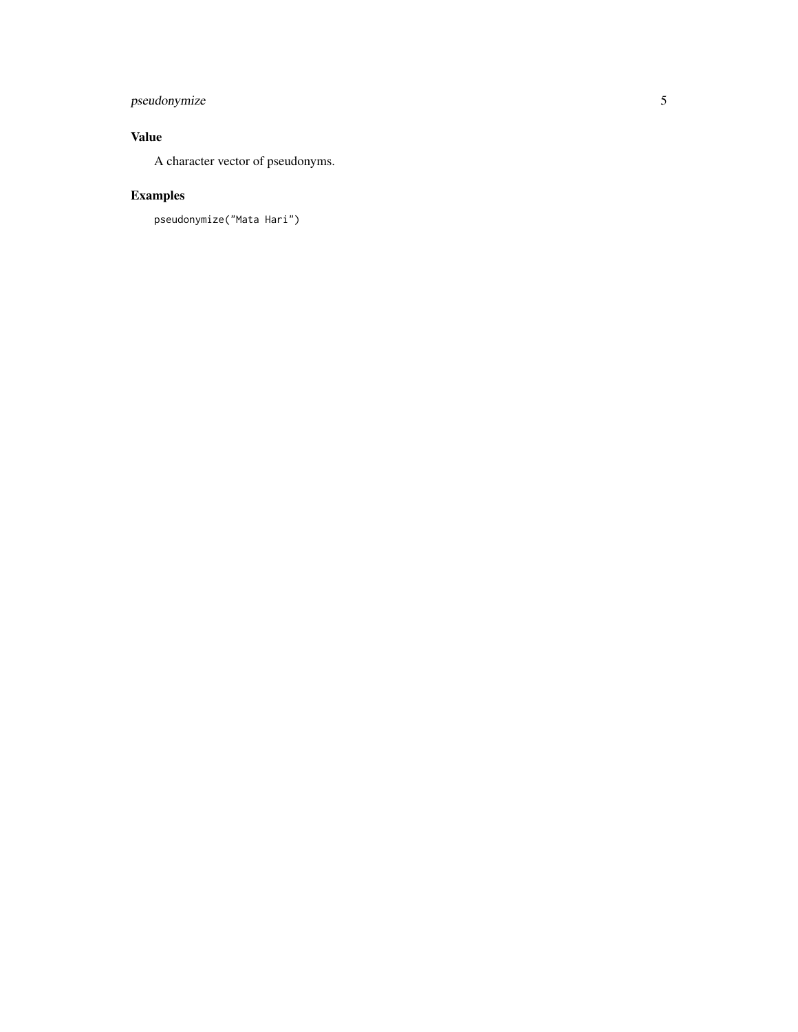## Value

A character vector of pseudonyms.

## Examples

```
pseudonymize("Mata Hari")
```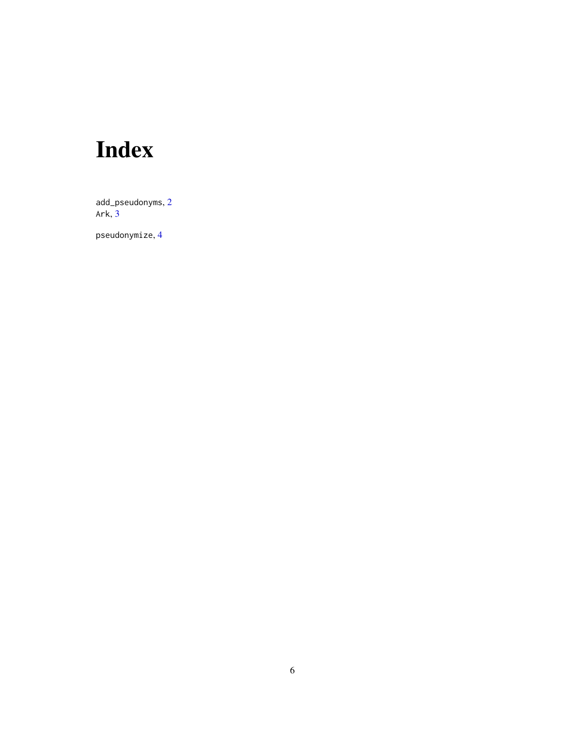# Index

add_pseudonyms, 2
Ark, 3

pseudonymize, 4